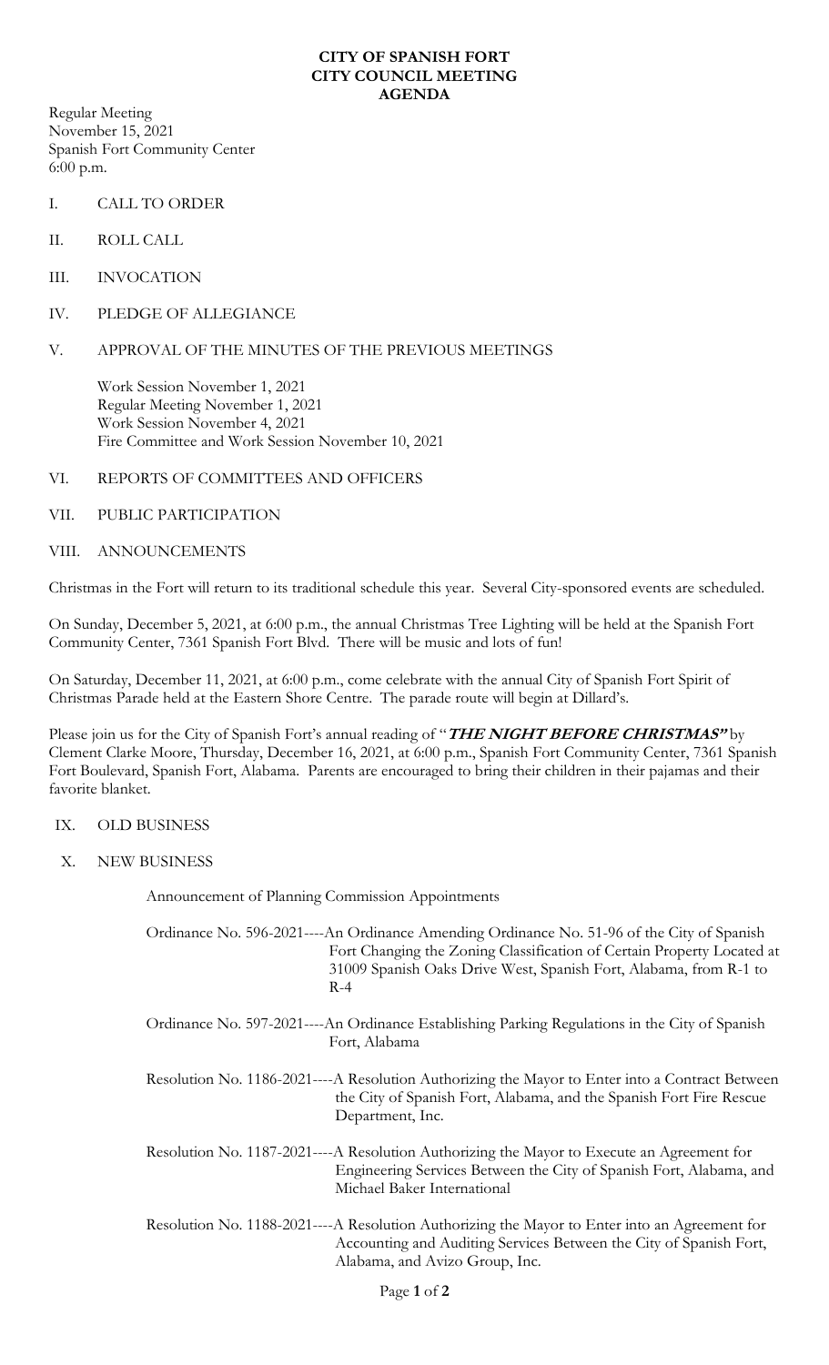# CITY OF SPANISH FORT
# CITY COUNCIL MEETING
# AGENDA

Regular Meeting
November 15, 2021
Spanish Fort Community Center
6:00 p.m.

I. CALL TO ORDER

II. ROLL CALL

III. INVOCATION

IV. PLEDGE OF ALLEGIANCE

V. APPROVAL OF THE MINUTES OF THE PREVIOUS MEETINGS

Work Session November 1, 2021
Regular Meeting November 1, 2021
Work Session November 4, 2021
Fire Committee and Work Session November 10, 2021

VI. REPORTS OF COMMITTEES AND OFFICERS

VII. PUBLIC PARTICIPATION

VIII. ANNOUNCEMENTS

Christmas in the Fort will return to its traditional schedule this year. Several City-sponsored events are scheduled.

On Sunday, December 5, 2021, at 6:00 p.m., the annual Christmas Tree Lighting will be held at the Spanish Fort Community Center, 7361 Spanish Fort Blvd. There will be music and lots of fun!

On Saturday, December 11, 2021, at 6:00 p.m., come celebrate with the annual City of Spanish Fort Spirit of Christmas Parade held at the Eastern Shore Centre. The parade route will begin at Dillard's.

Please join us for the City of Spanish Fort's annual reading of "***THE NIGHT BEFORE CHRISTMAS"*** by Clement Clarke Moore, Thursday, December 16, 2021, at 6:00 p.m., Spanish Fort Community Center, 7361 Spanish Fort Boulevard, Spanish Fort, Alabama. Parents are encouraged to bring their children in their pajamas and their favorite blanket.

IX. OLD BUSINESS

X. NEW BUSINESS

Announcement of Planning Commission Appointments

Ordinance No. 596-2021----An Ordinance Amending Ordinance No. 51-96 of the City of Spanish Fort Changing the Zoning Classification of Certain Property Located at 31009 Spanish Oaks Drive West, Spanish Fort, Alabama, from R-1 to R-4

Ordinance No. 597-2021----An Ordinance Establishing Parking Regulations in the City of Spanish Fort, Alabama

Resolution No. 1186-2021----A Resolution Authorizing the Mayor to Enter into a Contract Between the City of Spanish Fort, Alabama, and the Spanish Fort Fire Rescue Department, Inc.

Resolution No. 1187-2021----A Resolution Authorizing the Mayor to Execute an Agreement for Engineering Services Between the City of Spanish Fort, Alabama, and Michael Baker International

Resolution No. 1188-2021----A Resolution Authorizing the Mayor to Enter into an Agreement for Accounting and Auditing Services Between the City of Spanish Fort, Alabama, and Avizo Group, Inc.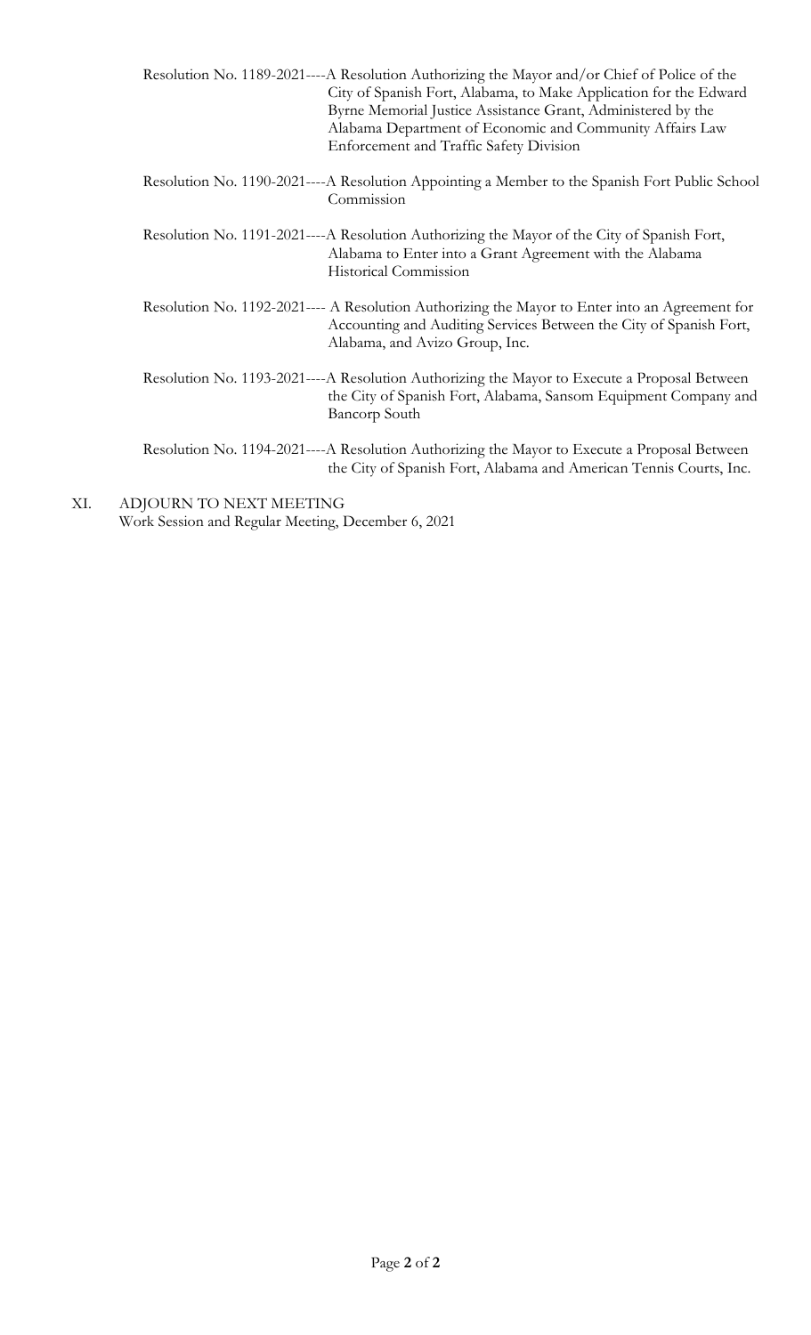Resolution No. 1189-2021----A Resolution Authorizing the Mayor and/or Chief of Police of the City of Spanish Fort, Alabama, to Make Application for the Edward Byrne Memorial Justice Assistance Grant, Administered by the Alabama Department of Economic and Community Affairs Law Enforcement and Traffic Safety Division

Resolution No. 1190-2021----A Resolution Appointing a Member to the Spanish Fort Public School Commission

Resolution No. 1191-2021----A Resolution Authorizing the Mayor of the City of Spanish Fort, Alabama to Enter into a Grant Agreement with the Alabama Historical Commission

Resolution No. 1192-2021---- A Resolution Authorizing the Mayor to Enter into an Agreement for Accounting and Auditing Services Between the City of Spanish Fort, Alabama, and Avizo Group, Inc.

Resolution No. 1193-2021----A Resolution Authorizing the Mayor to Execute a Proposal Between the City of Spanish Fort, Alabama, Sansom Equipment Company and Bancorp South

Resolution No. 1194-2021----A Resolution Authorizing the Mayor to Execute a Proposal Between the City of Spanish Fort, Alabama and American Tennis Courts, Inc.

XI. ADJOURN TO NEXT MEETING
Work Session and Regular Meeting, December 6, 2021